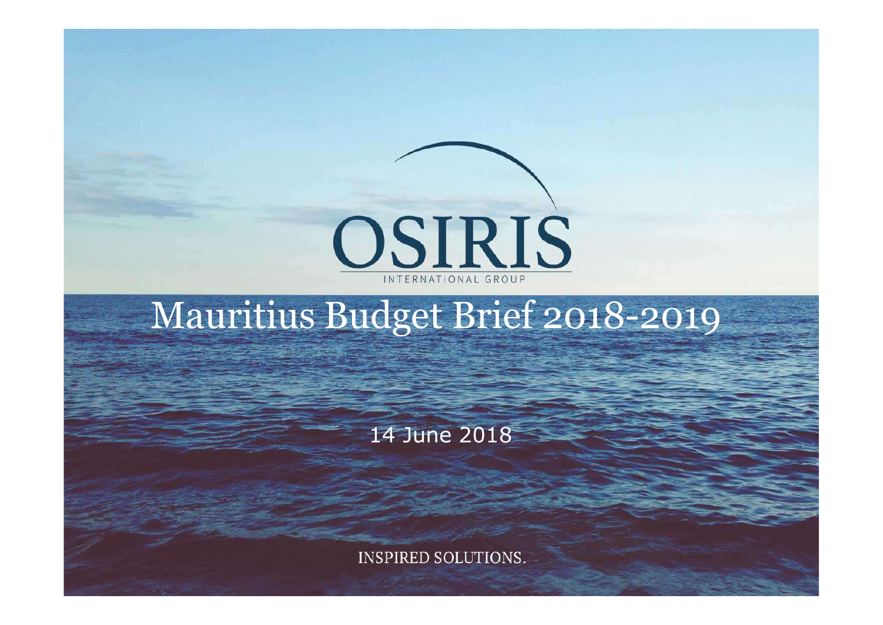OSIRIS

INTERNATIONAL GROUP

# Mauritius Budget Brief 2018-2019

14 June 2018

INSPIRED SOLUTIONS.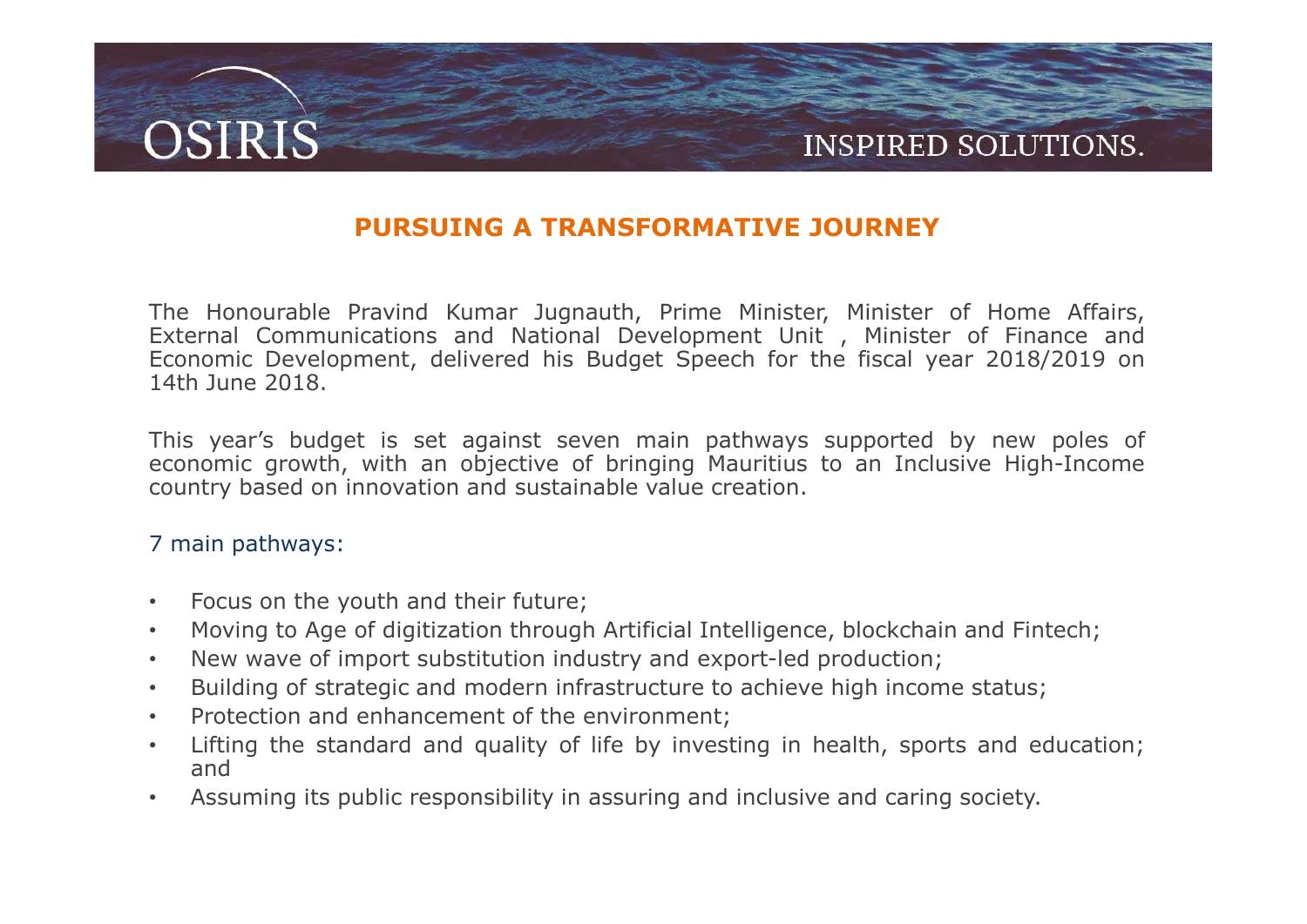## PURSUING A TRANSFORMATIVE JOURNEY

The Honourable Pravind Kumar Jugnauth, Prime Minister, Minister of Home Affairs, External Communications and National Development Unit , Minister of Finance and Economic Development, delivered his Budget Speech for the fiscal year 2018/2019 on 14th June 2018.

This year's budget is set against seven main pathways supported by new poles of economic growth, with an objective of bringing Mauritius to an Inclusive High-Income country based on innovation and sustainable value creation.

7 main pathways:

- Focus on the youth and their future;
- Moving to Age of digitization through Artificial Intelligence, blockchain and Fintech;
- New wave of import substitution industry and export-led production;
- Building of strategic and modern infrastructure to achieve high income status;
- Protection and enhancement of the environment;
- Lifting the standard and quality of life by investing in health, sports and education; and
- Assuming its public responsibility in assuring and inclusive and caring society.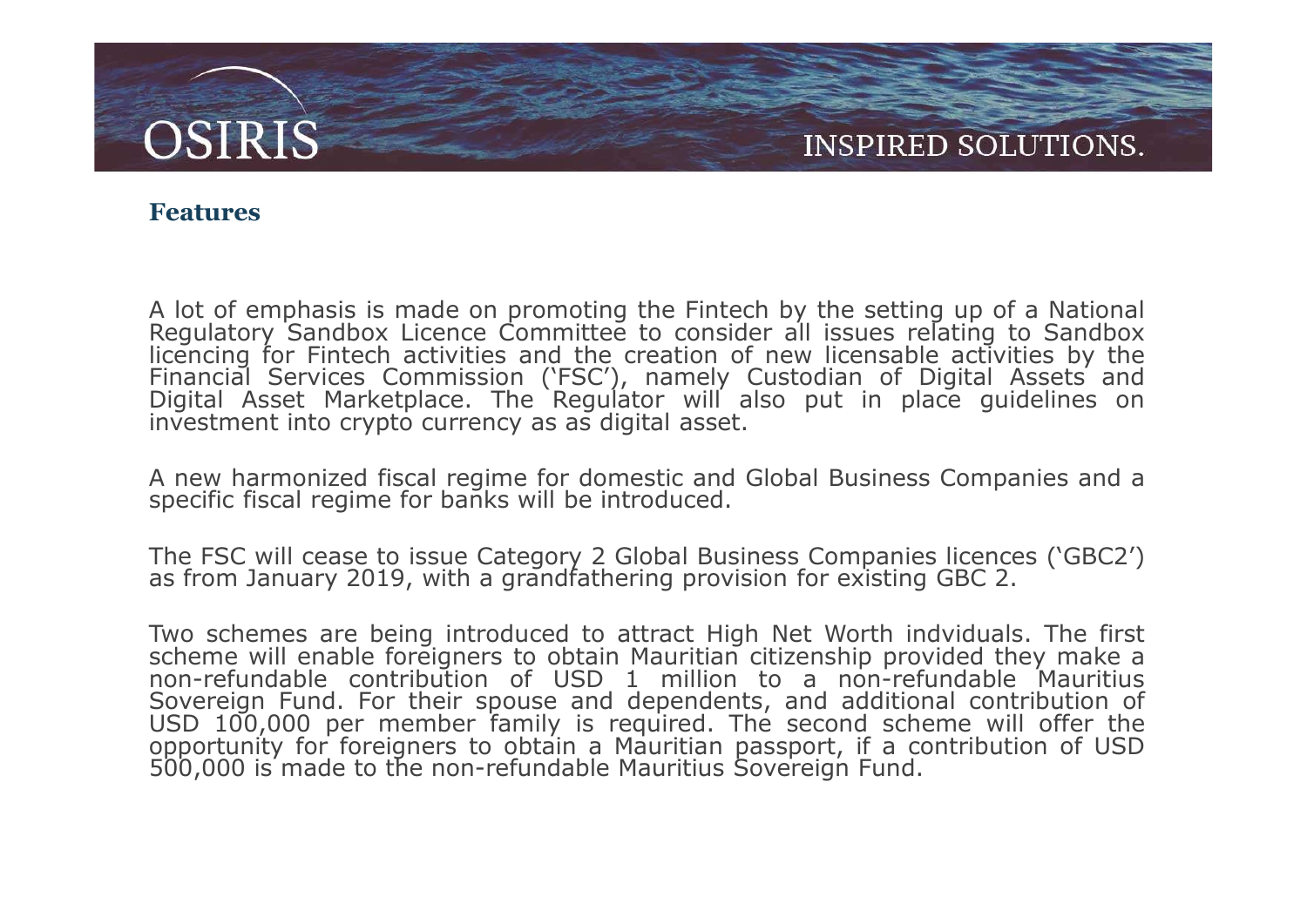## Features

A lot of emphasis is made on promoting the Fintech by the setting up of a National Regulatory Sandbox Licence Committee to consider all issues relating to Sandbox licencing for Fintech activities and the creation of new licensable activities by the Financial Services Commission ('FSC'), namely Custodian of Digital Assets and Digital Asset Marketplace. The Regulator will also put in place guidelines on investment into crypto currency as as digital asset.

A new harmonized fiscal regime for domestic and Global Business Companies and a specific fiscal regime for banks will be introduced.

The FSC will cease to issue Category 2 Global Business Companies licences ('GBC2') as from January 2019, with a grandfathering provision for existing GBC 2.

Two schemes are being introduced to attract High Net Worth indviduals. The first scheme will enable foreigners to obtain Mauritian citizenship provided they make a non-refundable contribution of USD 1 million to a non-refundable Mauritius Sovereign Fund. For their spouse and dependents, and additional contribution of USD 100,000 per member family is required. The second scheme will offer the opportunity for foreigners to obtain a Mauritian passport, if a contribution of USD 500,000 is made to the non-refundable Mauritius Sovereign Fund.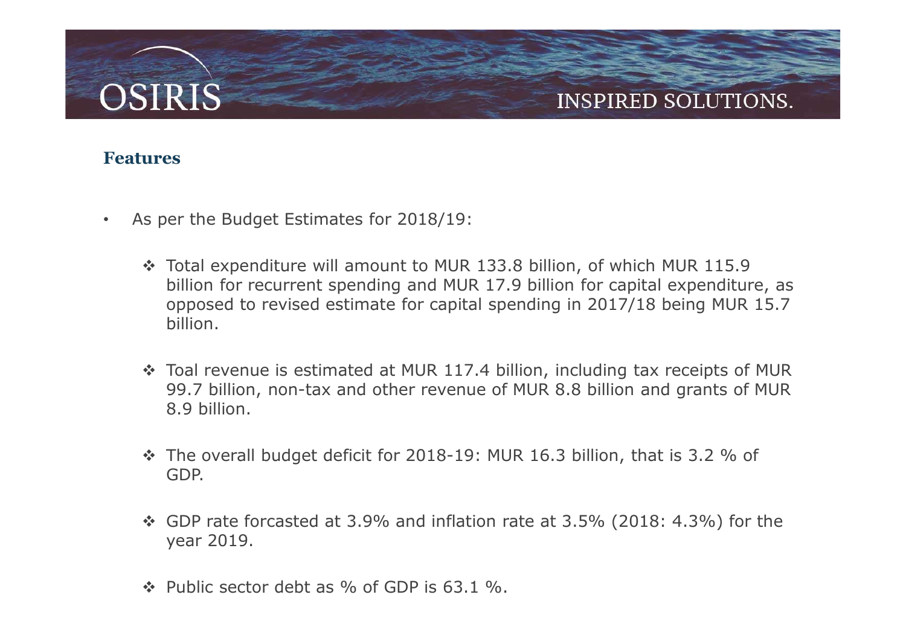## Features

- As per the Budget Estimates for 2018/19:
  - Total expenditure will amount to MUR 133.8 billion, of which MUR 115.9 billion for recurrent spending and MUR 17.9 billion for capital expenditure, as opposed to revised estimate for capital spending in 2017/18 being MUR 15.7 billion.
  - Toal revenue is estimated at MUR 117.4 billion, including tax receipts of MUR 99.7 billion, non-tax and other revenue of MUR 8.8 billion and grants of MUR 8.9 billion.
  - The overall budget deficit for 2018-19: MUR 16.3 billion, that is 3.2 % of GDP.
  - GDP rate forcasted at 3.9% and inflation rate at 3.5% (2018: 4.3%) for the year 2019.
  - Public sector debt as % of GDP is 63.1 %.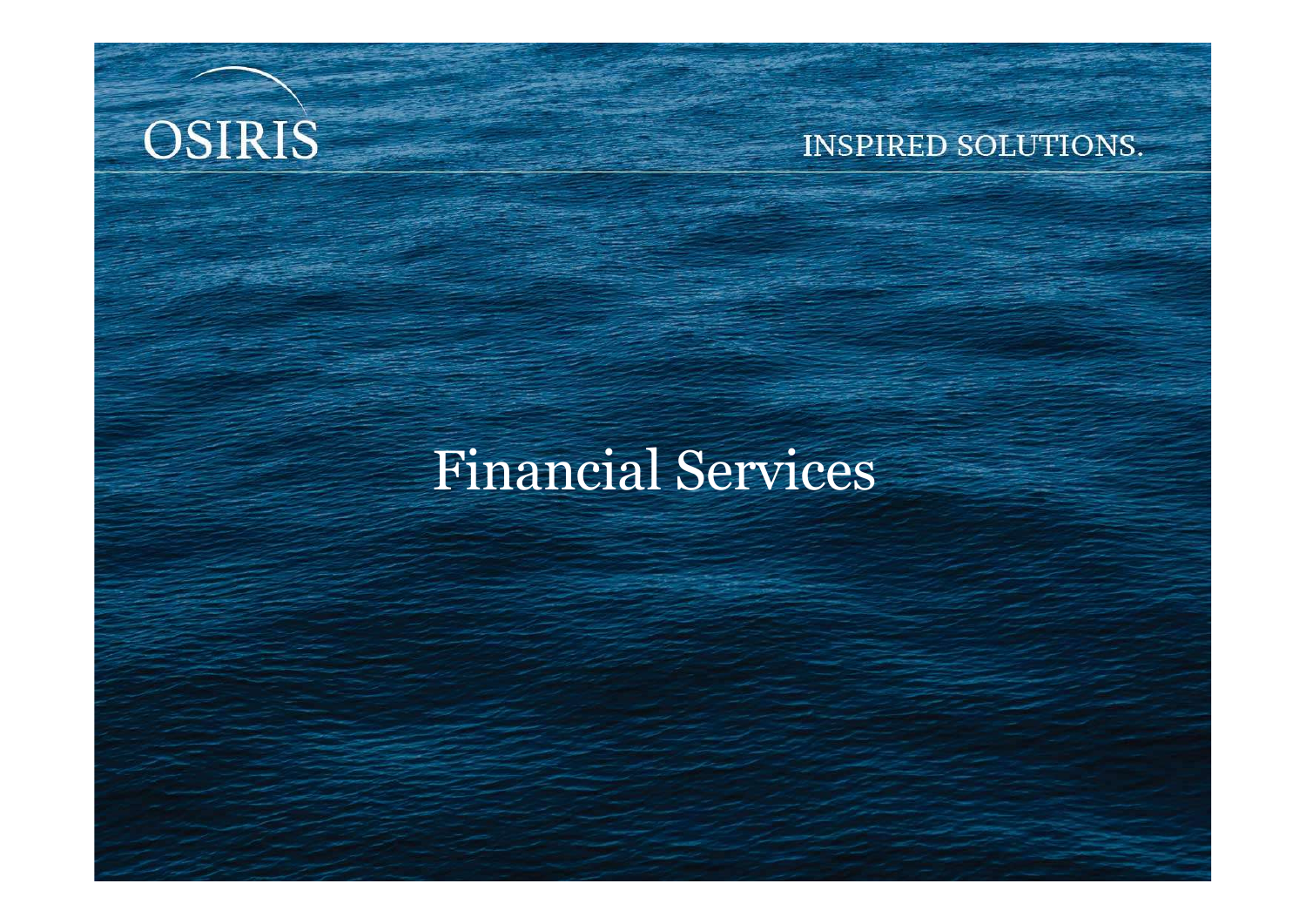OSIRIS

INSPIRED SOLUTIONS.

# Financial Services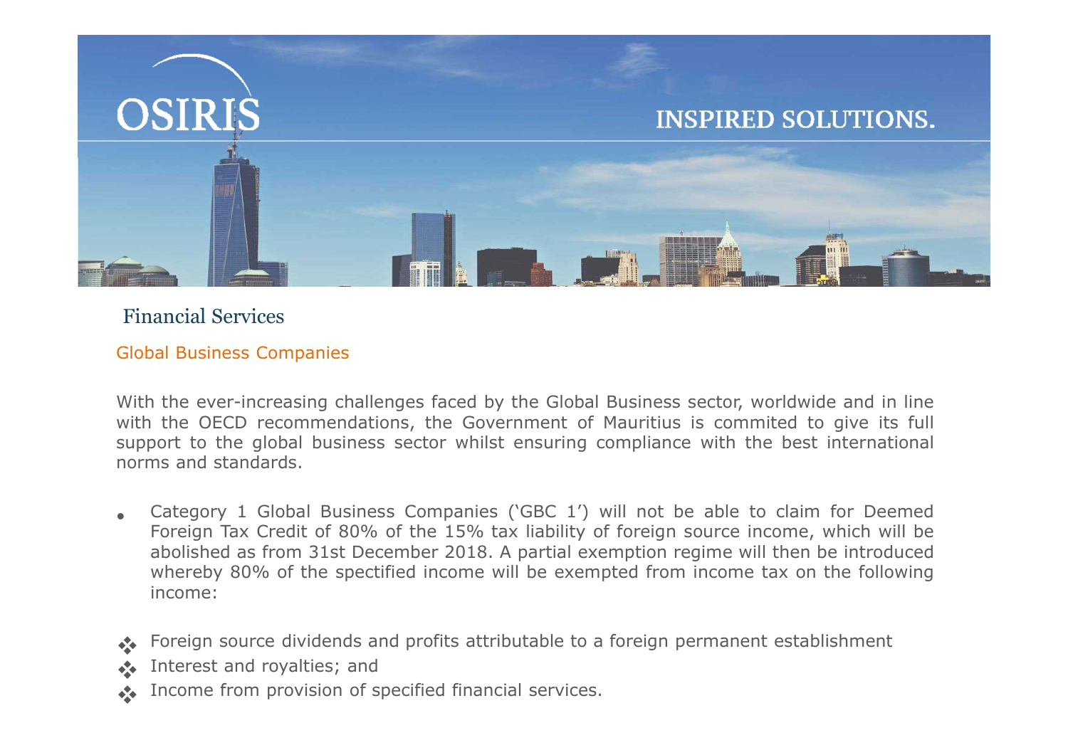## Financial Services

### Global Business Companies

With the ever-increasing challenges faced by the Global Business sector, worldwide and in line with the OECD recommendations, the Government of Mauritius is commited to give its full support to the global business sector whilst ensuring compliance with the best international norms and standards.

- Category 1 Global Business Companies ('GBC 1') will not be able to claim for Deemed Foreign Tax Credit of 80% of the 15% tax liability of foreign source income, which will be abolished as from 31st December 2018. A partial exemption regime will then be introduced whereby 80% of the spectified income will be exempted from income tax on the following income:

- Foreign source dividends and profits attributable to a foreign permanent establishment
- Interest and royalties; and
- Income from provision of specified financial services.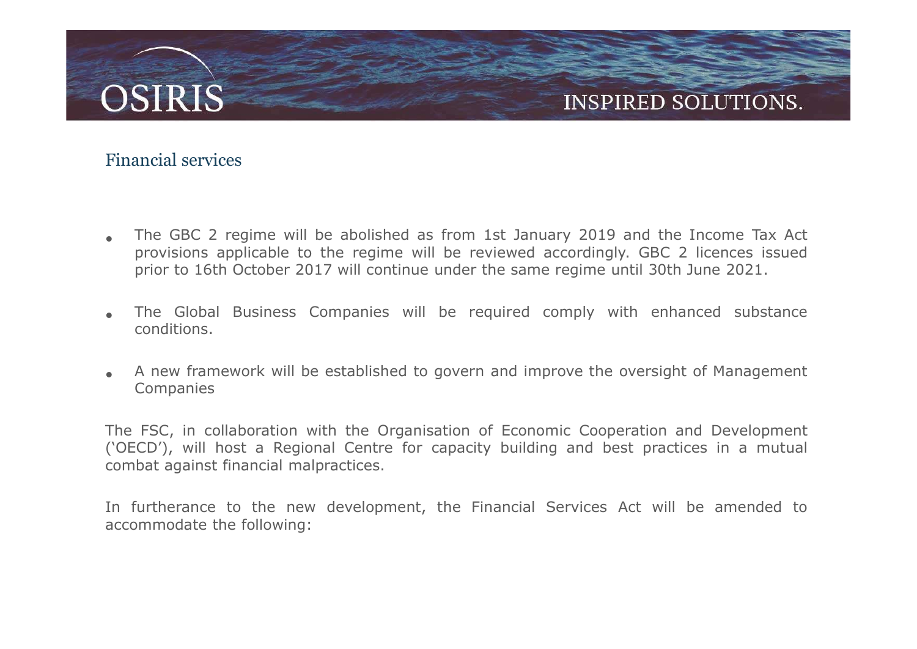## Financial services

- The GBC 2 regime will be abolished as from 1st January 2019 and the Income Tax Act provisions applicable to the regime will be reviewed accordingly. GBC 2 licences issued prior to 16th October 2017 will continue under the same regime until 30th June 2021.
- The Global Business Companies will be required comply with enhanced substance conditions.
- A new framework will be established to govern and improve the oversight of Management Companies

The FSC, in collaboration with the Organisation of Economic Cooperation and Development ('OECD'), will host a Regional Centre for capacity building and best practices in a mutual combat against financial malpractices.

In furtherance to the new development, the Financial Services Act will be amended to accommodate the following: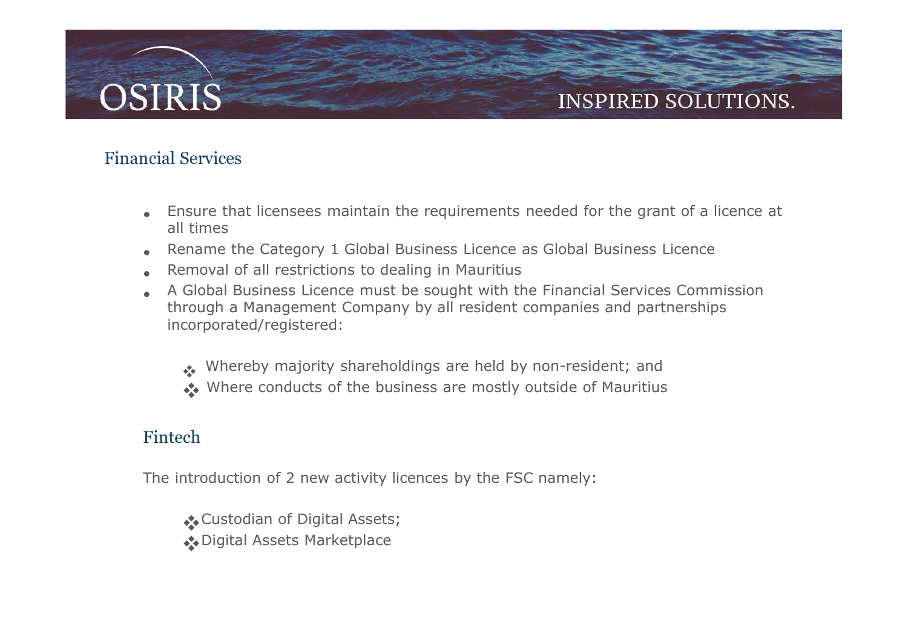## Financial Services

- Ensure that licensees maintain the requirements needed for the grant of a licence at all times
- Rename the Category 1 Global Business Licence as Global Business Licence
- Removal of all restrictions to dealing in Mauritius
- A Global Business Licence must be sought with the Financial Services Commission through a Management Company by all resident companies and partnerships incorporated/registered:
  - Whereby majority shareholdings are held by non-resident; and
  - Where conducts of the business are mostly outside of Mauritius

## Fintech

The introduction of 2 new activity licences by the FSC namely:

- Custodian of Digital Assets;
- Digital Assets Marketplace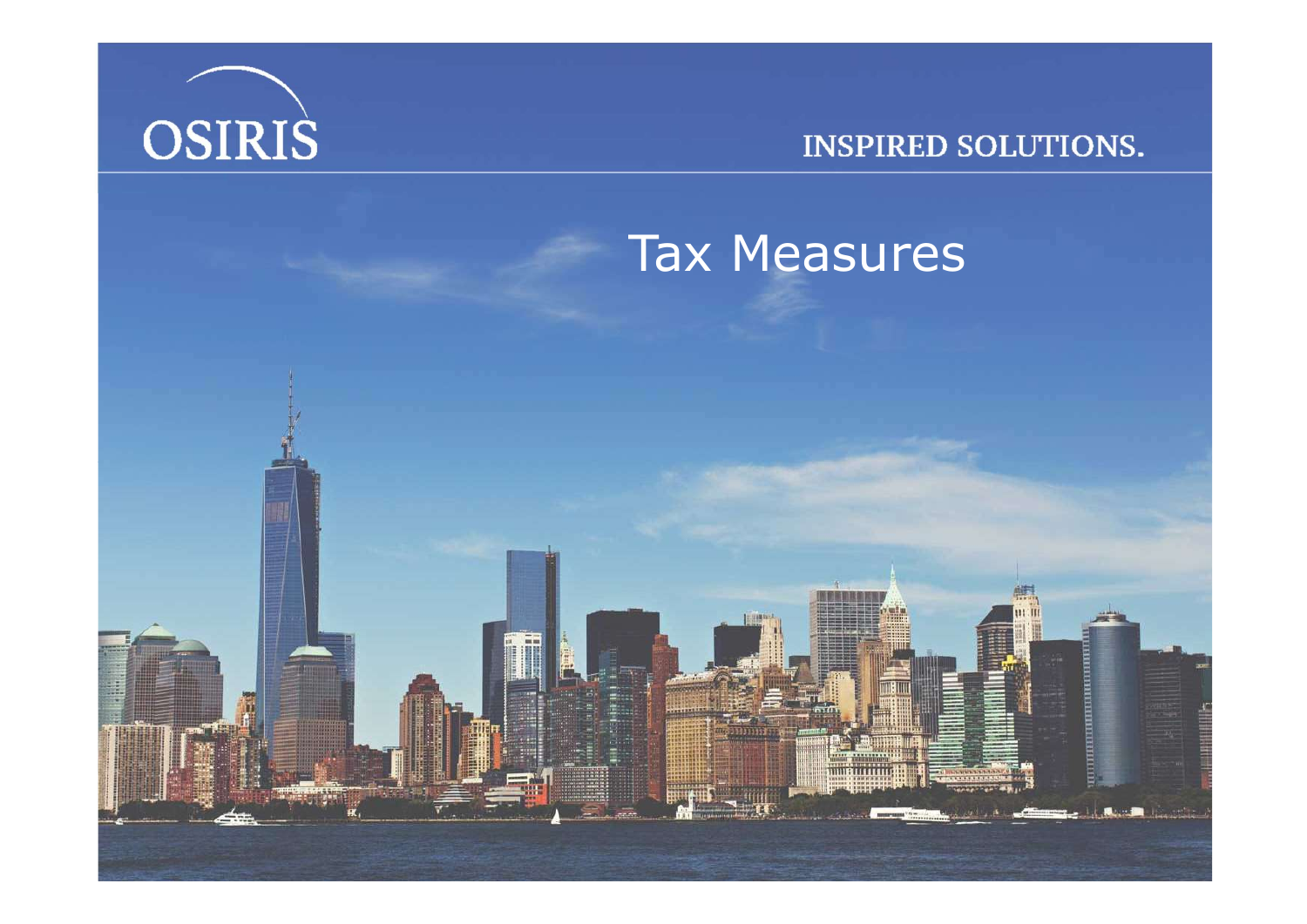OSIRIS

INSPIRED SOLUTIONS.

# Tax Measures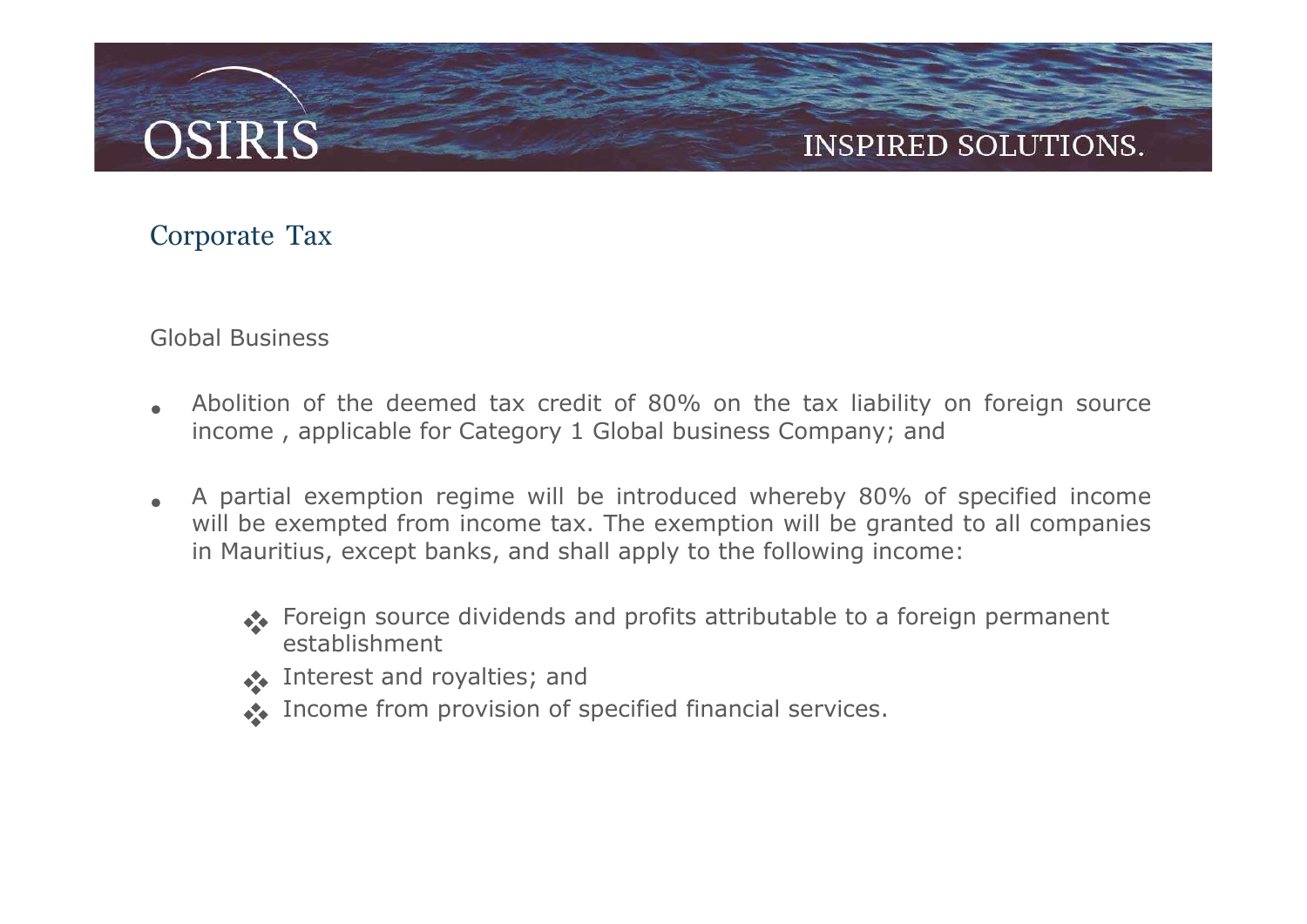## Corporate Tax

### Global Business

- Abolition of the deemed tax credit of 80% on the tax liability on foreign source income , applicable for Category 1 Global business Company; and
- A partial exemption regime will be introduced whereby 80% of specified income will be exempted from income tax. The exemption will be granted to all companies in Mauritius, except banks, and shall apply to the following income:
  - Foreign source dividends and profits attributable to a foreign permanent establishment
  - Interest and royalties; and
  - Income from provision of specified financial services.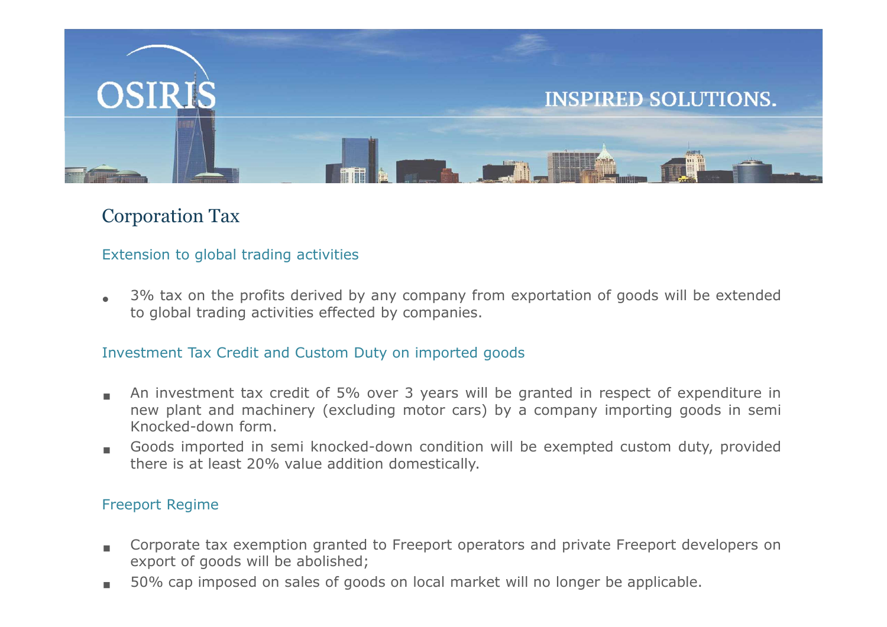# Corporation Tax

## Extension to global trading activities

- 3% tax on the profits derived by any company from exportation of goods will be extended to global trading activities effected by companies.

## Investment Tax Credit and Custom Duty on imported goods

- An investment tax credit of 5% over 3 years will be granted in respect of expenditure in new plant and machinery (excluding motor cars) by a company importing goods in semi Knocked-down form.
- Goods imported in semi knocked-down condition will be exempted custom duty, provided there is at least 20% value addition domestically.

## Freeport Regime

- Corporate tax exemption granted to Freeport operators and private Freeport developers on export of goods will be abolished;
- 50% cap imposed on sales of goods on local market will no longer be applicable.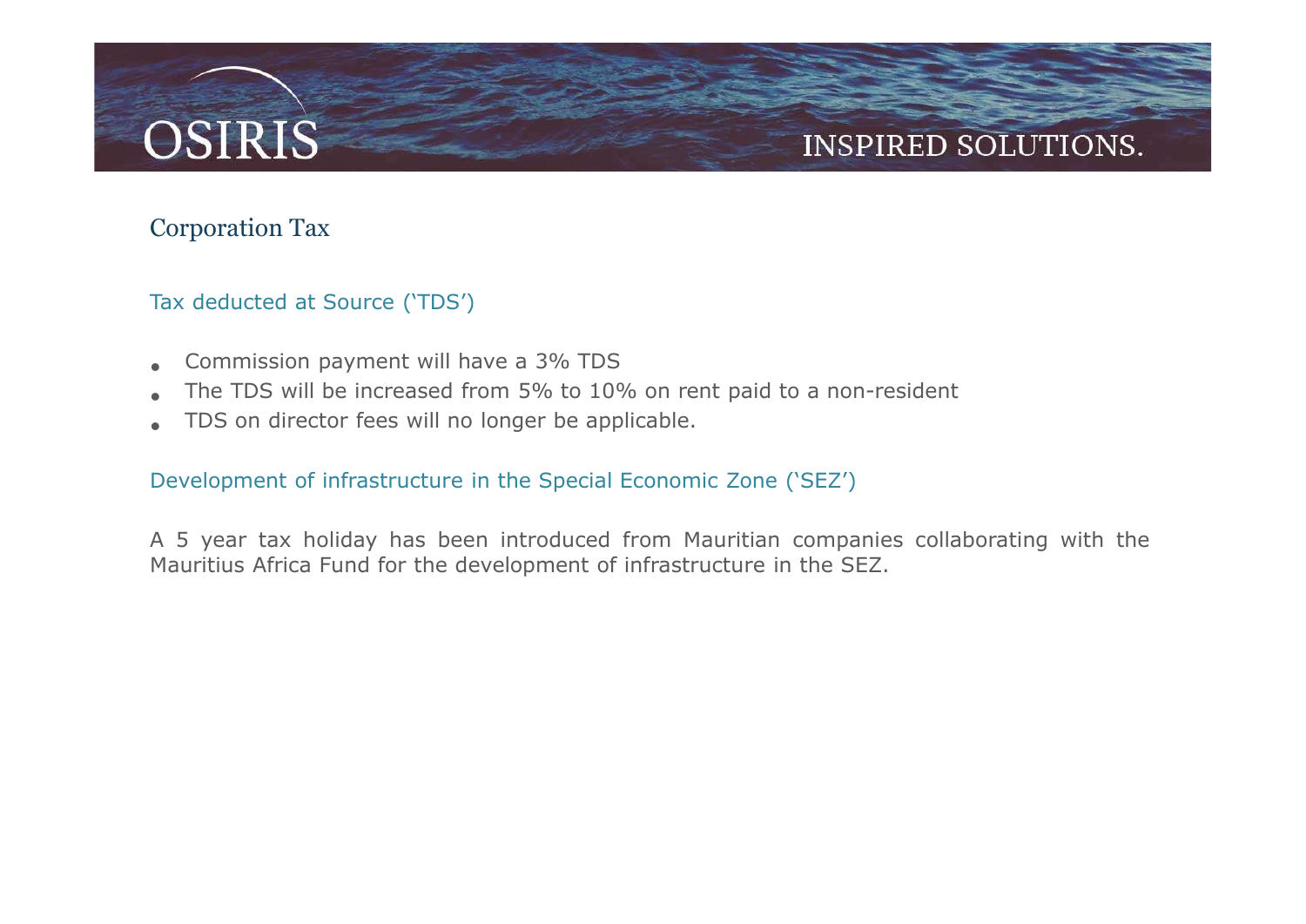## Corporation Tax

### Tax deducted at Source ('TDS')

- Commission payment will have a 3% TDS
- The TDS will be increased from 5% to 10% on rent paid to a non-resident
- TDS on director fees will no longer be applicable.

### Development of infrastructure in the Special Economic Zone ('SEZ')

A 5 year tax holiday has been introduced from Mauritian companies collaborating with the Mauritius Africa Fund for the development of infrastructure in the SEZ.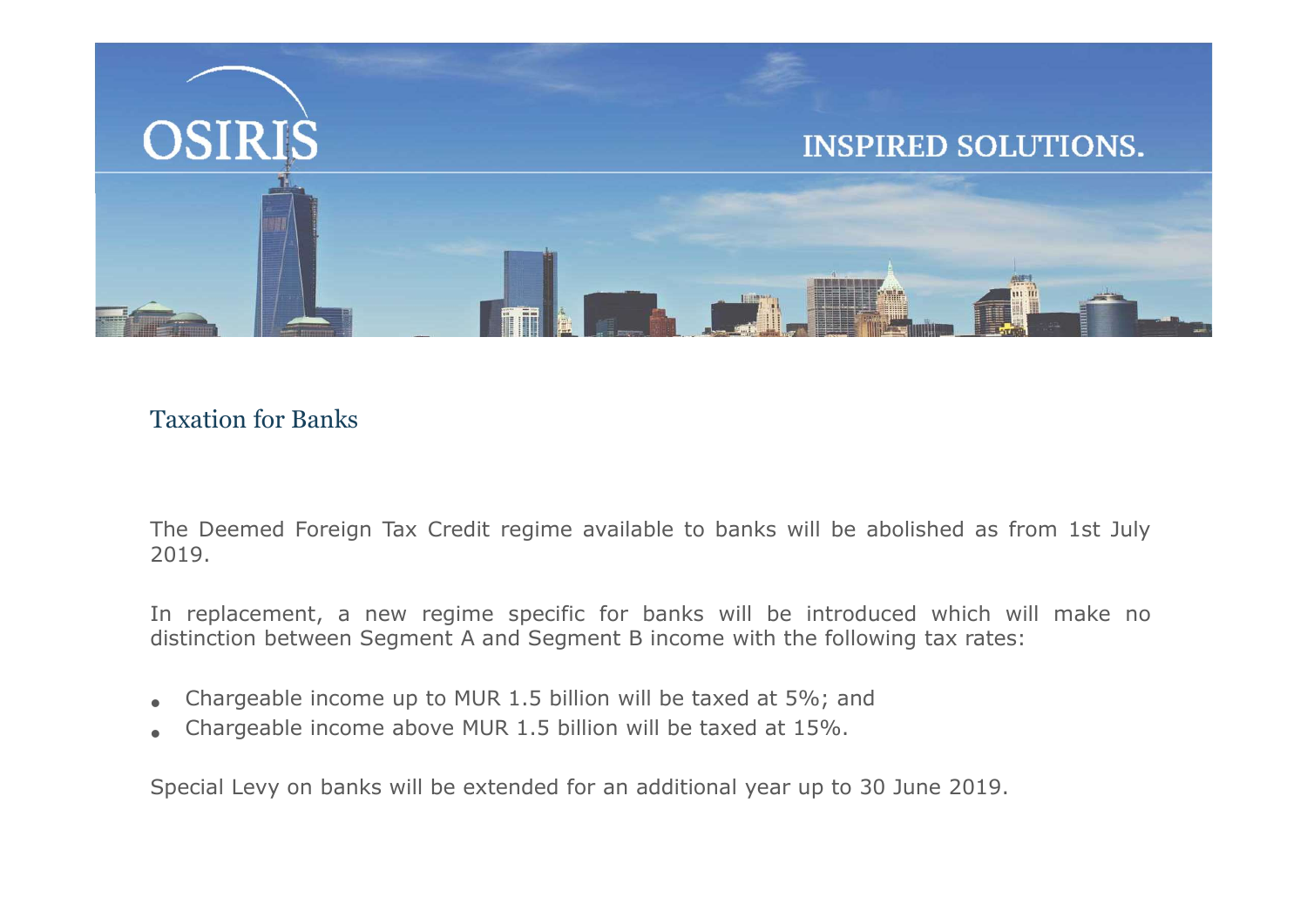## Taxation for Banks

The Deemed Foreign Tax Credit regime available to banks will be abolished as from 1st July 2019.

In replacement, a new regime specific for banks will be introduced which will make no distinction between Segment A and Segment B income with the following tax rates:

- Chargeable income up to MUR 1.5 billion will be taxed at 5%; and
- Chargeable income above MUR 1.5 billion will be taxed at 15%.

Special Levy on banks will be extended for an additional year up to 30 June 2019.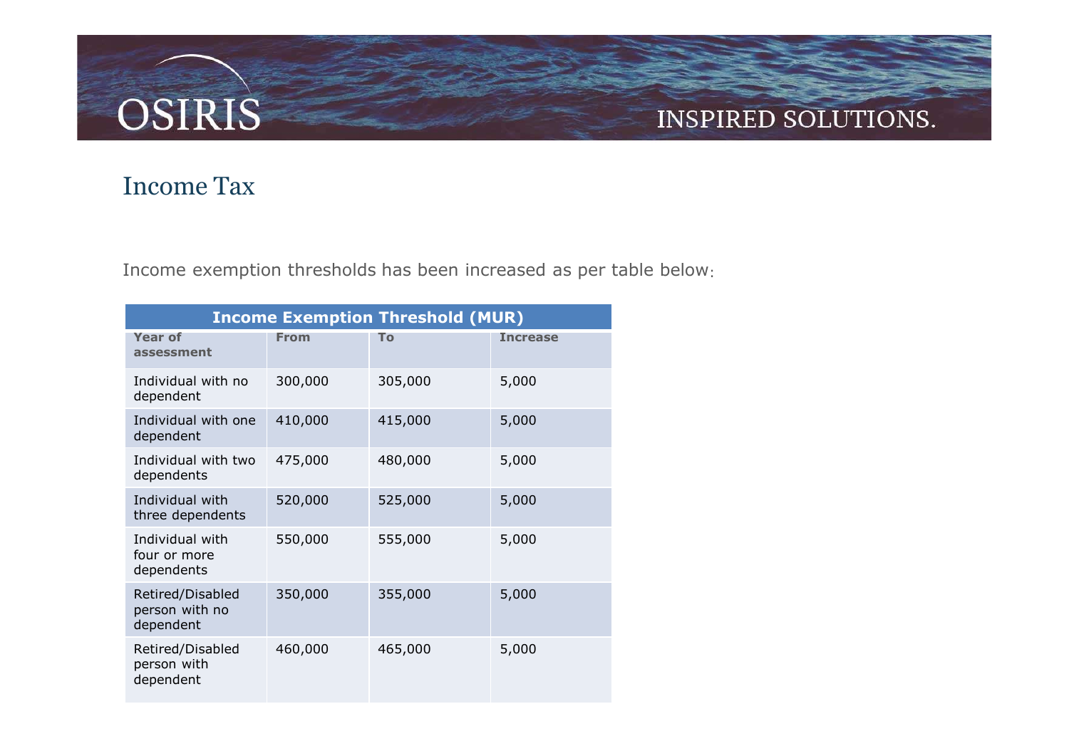# Income Tax

Income exemption thresholds has been increased as per table below:

| Income Exemption Threshold (MUR) | | | |
|---|---|---|---|
| **Year of assessment** | **From** | **To** | **Increase** |
| Individual with no dependent | 300,000 | 305,000 | 5,000 |
| Individual with one dependent | 410,000 | 415,000 | 5,000 |
| Individual with two dependents | 475,000 | 480,000 | 5,000 |
| Individual with three dependents | 520,000 | 525,000 | 5,000 |
| Individual with four or more dependents | 550,000 | 555,000 | 5,000 |
| Retired/Disabled person with no dependent | 350,000 | 355,000 | 5,000 |
| Retired/Disabled person with dependent | 460,000 | 465,000 | 5,000 |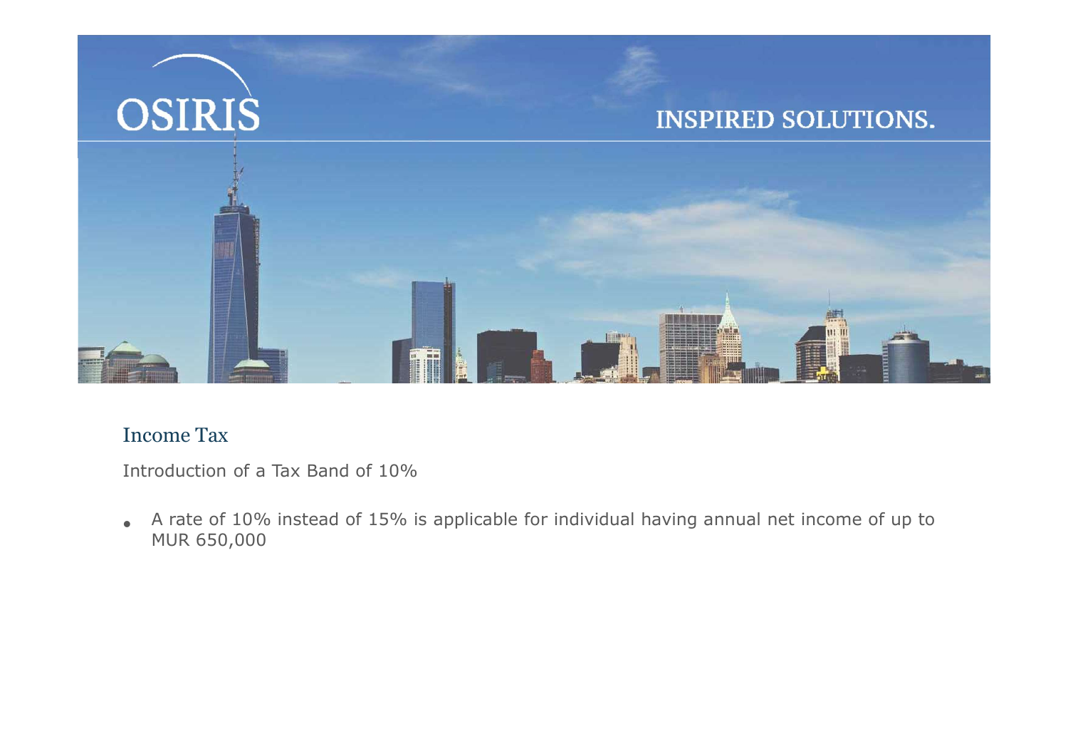# Income Tax

Introduction of a Tax Band of 10%

- A rate of 10% instead of 15% is applicable for individual having annual net income of up to MUR 650,000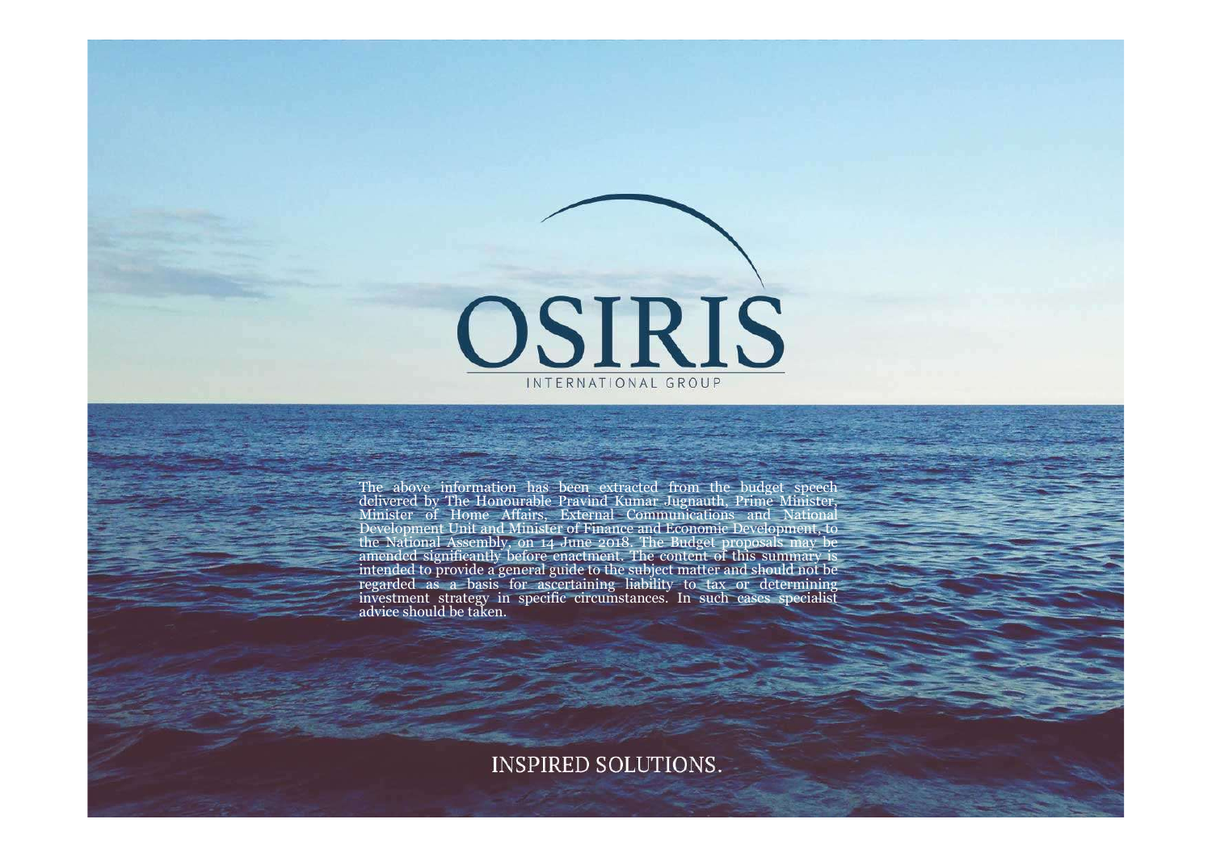OSIRIS

INTERNATIONAL GROUP

The above information has been extracted from the budget speech delivered by The Honourable Pravind Kumar Jugnauth, Prime Minister, Minister of Home Affairs, External Communications and National Development Unit and Minister of Finance and Economic Development, to the National Assembly, on 14 June 2018. The Budget proposals may be amended significantly before enactment. The content of this summary is intended to provide a general guide to the subject matter and should not be regarded as a basis for ascertaining liability to tax or determining investment strategy in specific circumstances. In such cases specialist advice should be taken.

INSPIRED SOLUTIONS.